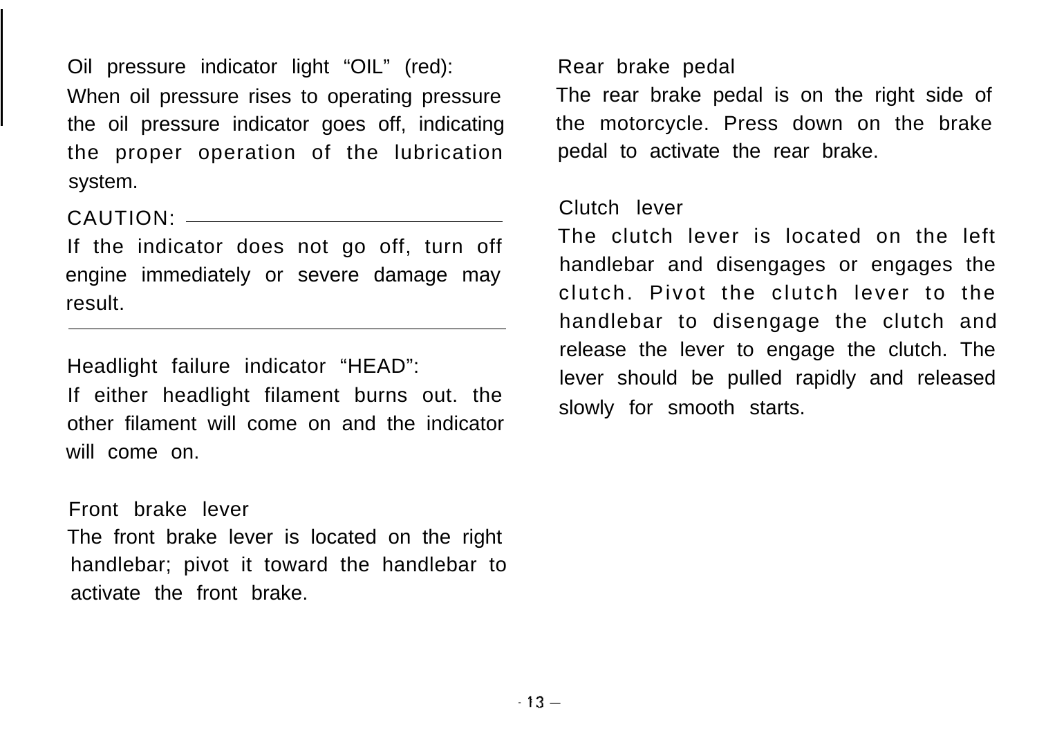### Oil pressure indicator light "OIL" (red):

When oil pressure rises to operating pressure the oil pressure indicator goes off, indicating the proper operation of the lubrication system.

**CAUTION:**

If the indicator does not go off, turn off engine immediately or severe damage may result.

---

### Headlight failure indicator "HEAD":

If either headlight filament burns out. the other filament will come on and the indicator will come on.

### Front brake lever

The front brake lever is located on the right handlebar; pivot it toward the handlebar to activate the front brake.

### Rear brake pedal

The rear brake pedal is on the right side of the motorcycle. Press down on the brake pedal to activate the rear brake.

### Clutch lever

The clutch lever is located on the left handlebar and disengages or engages the clutch. Pivot the clutch lever to the handlebar to disengage the clutch and release the lever to engage the clutch. The lever should be pulled rapidly and released slowly for smooth starts.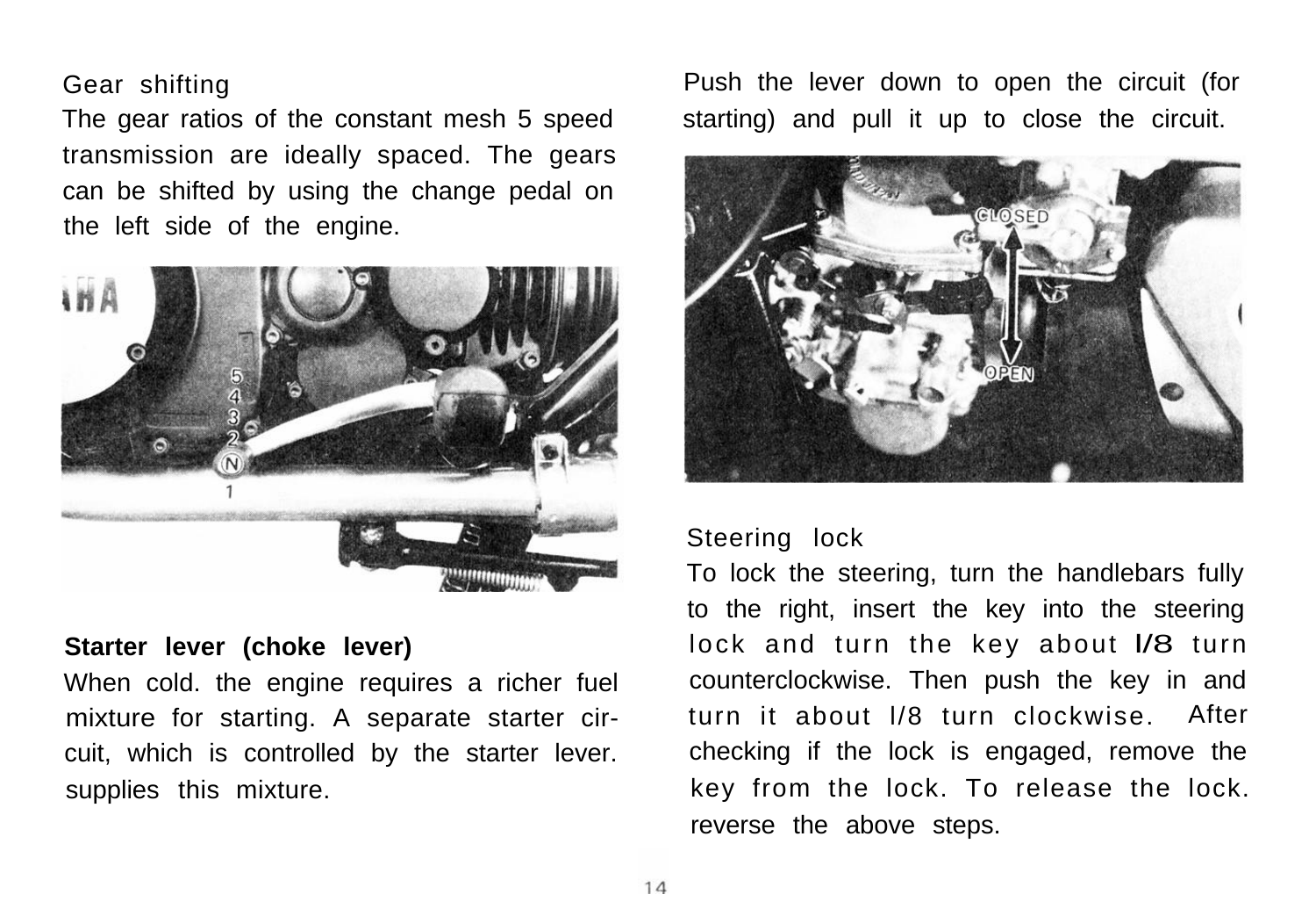### Gear shifting

The gear ratios of the constant mesh 5 speed transmission are ideally spaced. The gears can be shifted by using the change pedal on the left side of the engine.

### Starter lever (choke lever)

When cold. the engine requires a richer fuel mixture for starting. A separate starter circuit, which is controlled by the starter lever. supplies this mixture.

Push the lever down to open the circuit (for starting) and pull it up to close the circuit.

### Steering lock

To lock the steering, turn the handlebars fully to the right, insert the key into the steering lock and turn the key about 1/8 turn counterclockwise. Then push the key in and turn it about 1/8 turn clockwise. After checking if the lock is engaged, remove the key from the lock. To release the lock. reverse the above steps.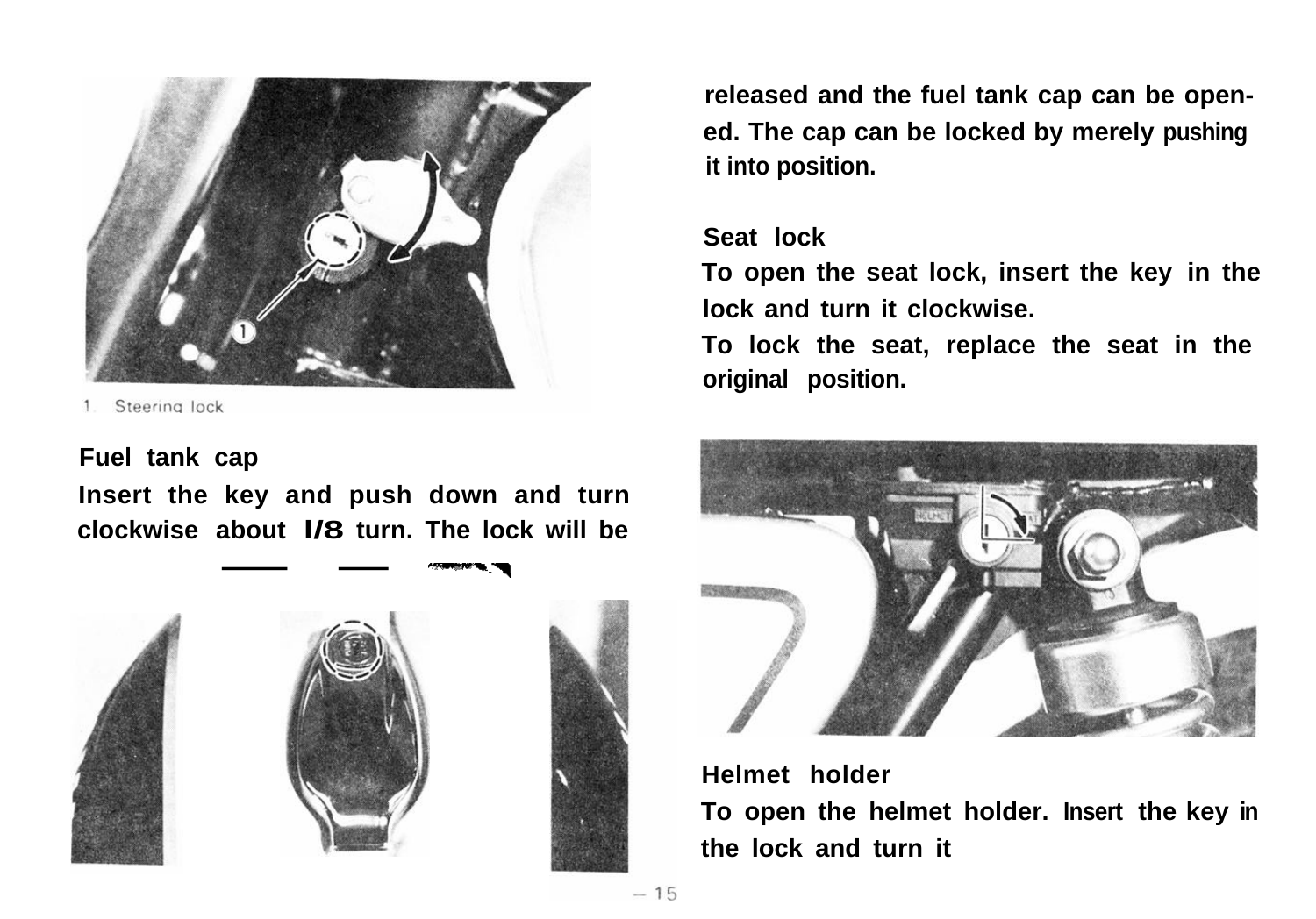1. Steering lock

**Fuel tank cap**

Insert the key and push down and turn clockwise about 1/8 turn. The lock will be released and the fuel tank cap can be opened. The cap can be locked by merely pushing it into position.

**Seat lock**

To open the seat lock, insert the key in the lock and turn it clockwise.

To lock the seat, replace the seat in the original position.

**Helmet holder**

To open the helmet holder. Insert the key in the lock and turn it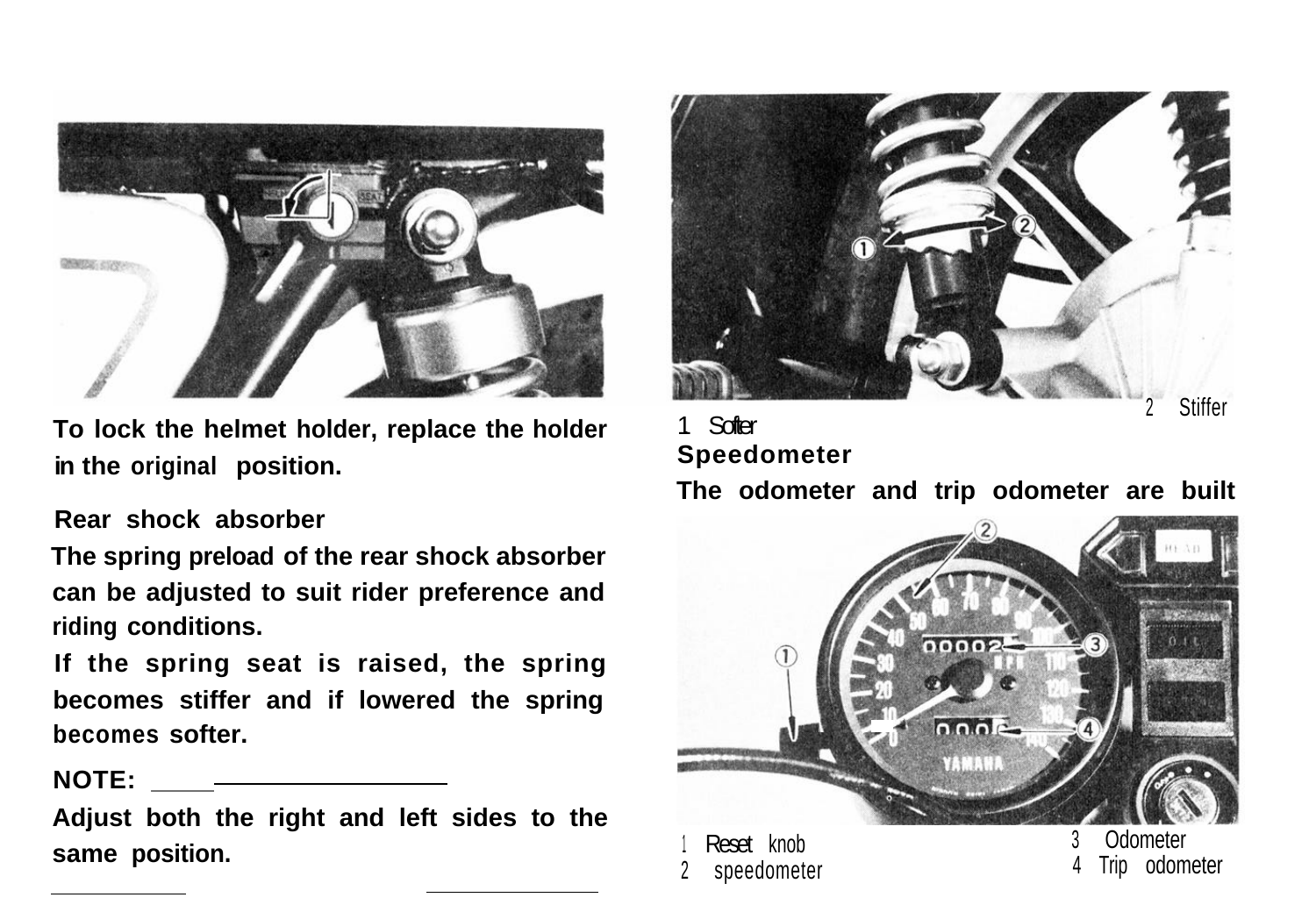To lock the helmet holder, replace the holder in the original position.

## Rear shock absorber

The spring preload of the rear shock absorber can be adjusted to suit rider preference and riding conditions.

If the spring seat is raised, the spring becomes stiffer and if lowered the spring becomes softer.

**NOTE:**

Adjust both the right and left sides to the same position.

1 Softer
2 Stiffer

## Speedometer

The odometer and trip odometer are built

1 Reset knob
2 speedometer
3 Odometer
4 Trip odometer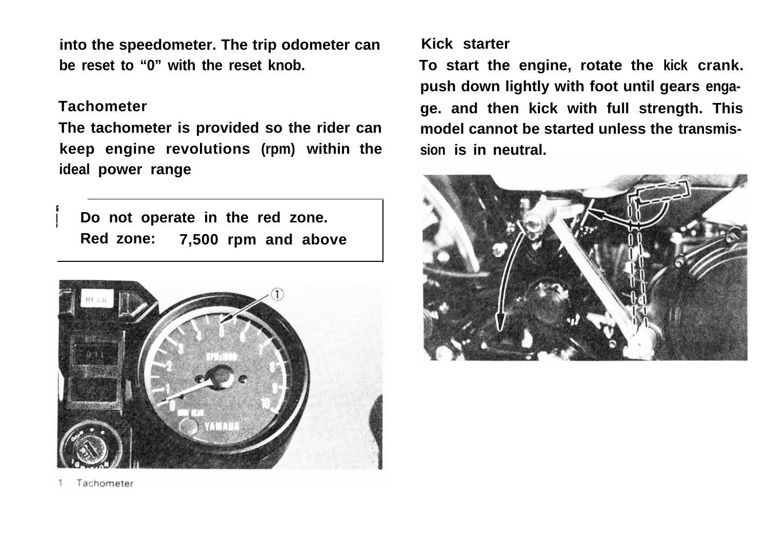into the speedometer. The trip odometer can be reset to "0" with the reset knob.

### Tachometer

The tachometer is provided so the rider can keep engine revolutions (rpm) within the ideal power range

> Do not operate in the red zone.
> Red zone: 7,500 rpm and above

1. Tachometer

### Kick starter

To start the engine, rotate the kick crank. push down lightly with foot until gears engage. and then kick with full strength. This model cannot be started unless the transmission is in neutral.